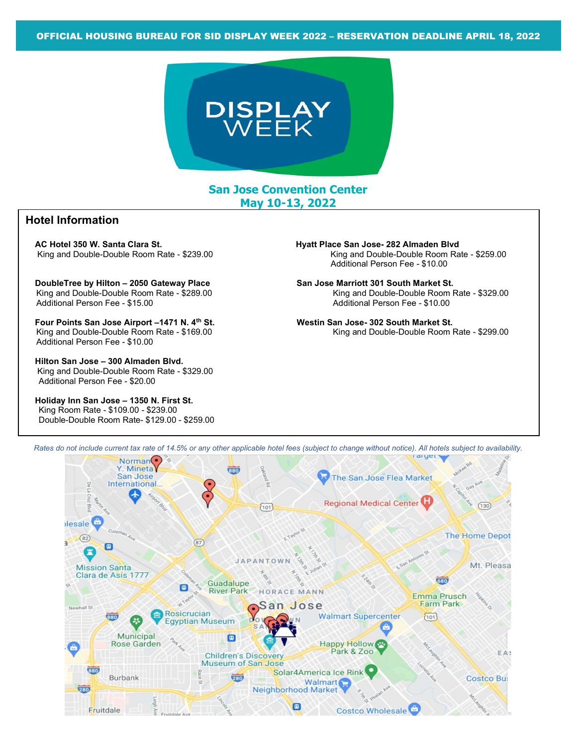**OFFICIAL HOUSING BUREAU FOR SID DISPLAY WEEK 2022 – RESERVATION DEADLINE APRIL 18, 2022**

# DISPLAY WEEK

## San Jose Convention Center
## May 10-13, 2022

### Hotel Information

**AC Hotel 350 W. Santa Clara St.**
King and Double-Double Room Rate - $239.00

**DoubleTree by Hilton – 2050 Gateway Place**
King and Double-Double Room Rate - $289.00
Additional Person Fee - $15.00

**Four Points San Jose Airport –1471 N. 4th St.**
King and Double-Double Room Rate - $169.00
Additional Person Fee - $10.00

**Hilton San Jose – 300 Almaden Blvd.**
King and Double-Double Room Rate - $329.00
Additional Person Fee - $20.00

**Holiday Inn San Jose – 1350 N. First St.**
King Room Rate - $109.00 - $239.00
Double-Double Room Rate- $129.00 - $259.00

**Hyatt Place San Jose- 282 Almaden Blvd**
King and Double-Double Room Rate - $259.00
Additional Person Fee - $10.00

**San Jose Marriott 301 South Market St.**
King and Double-Double Room Rate - $329.00
Additional Person Fee - $10.00

**Westin San Jose- 302 South Market St.**
King and Double-Double Room Rate - $299.00

*Rates do not include current tax rate of 14.5% or any other applicable hotel fees (subject to change without notice). All hotels subject to availability.*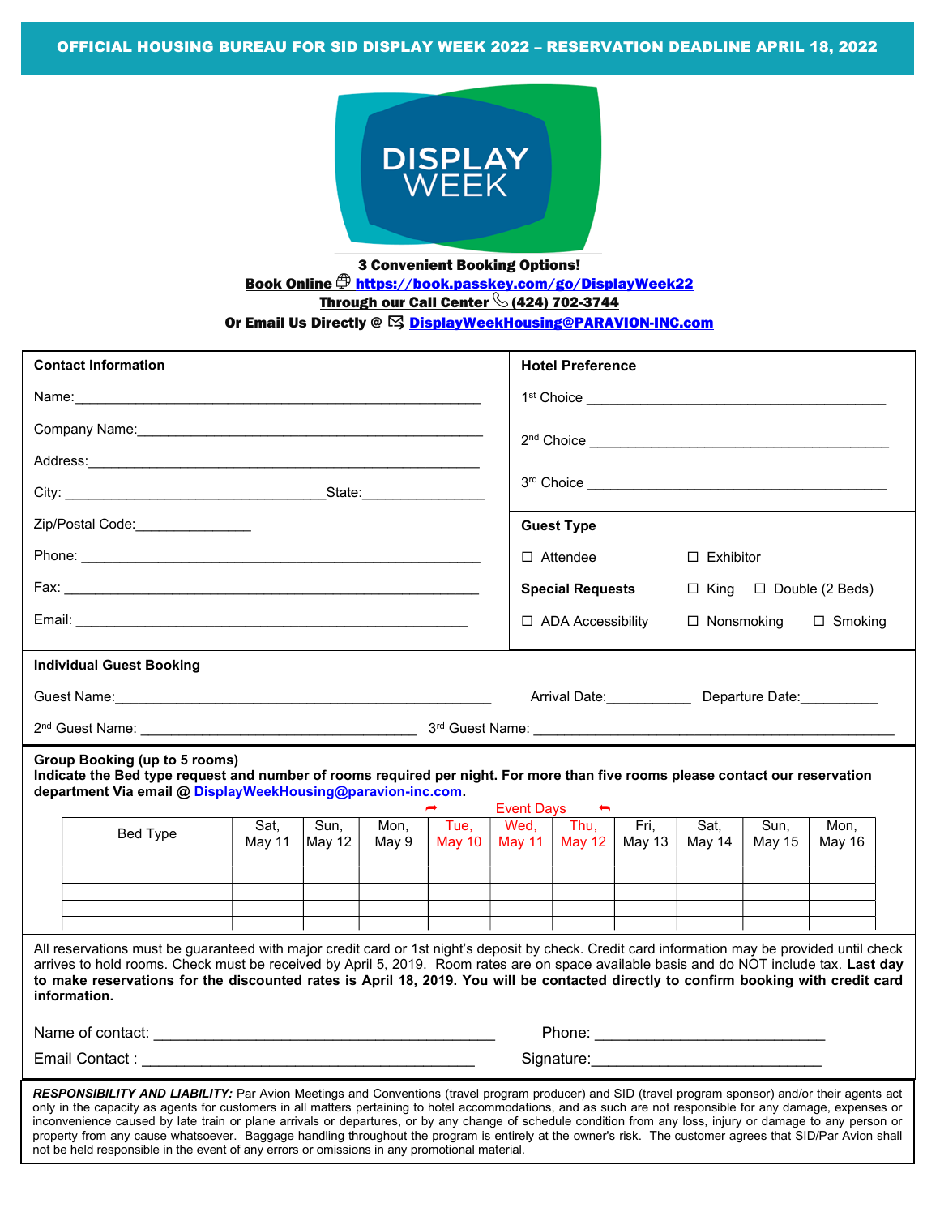**OFFICIAL HOUSING BUREAU FOR SID DISPLAY WEEK 2022 – RESERVATION DEADLINE APRIL 18, 2022**

DISPLAY WEEK

**3 Convenient Booking Options!**

**Book Online https://book.passkey.com/go/DisplayWeek22**

**Through our Call Center (424) 702-3744**

**Or Email Us Directly @ DisplayWeekHousing@PARAVION-INC.com**

**Contact Information**

Name:\_\_\_\_\_\_\_\_\_\_\_\_\_\_\_\_\_\_\_\_\_\_\_\_\_\_\_\_\_\_\_\_\_\_\_\_\_\_\_\_

Company Name:\_\_\_\_\_\_\_\_\_\_\_\_\_\_\_\_\_\_\_\_\_\_\_\_\_\_\_\_\_\_\_\_\_\_\_

Address:\_\_\_\_\_\_\_\_\_\_\_\_\_\_\_\_\_\_\_\_\_\_\_\_\_\_\_\_\_\_\_\_\_\_\_\_\_\_\_

City: \_\_\_\_\_\_\_\_\_\_\_\_\_\_\_\_\_\_\_\_\_\_\_\_\_\_State:\_\_\_\_\_\_\_\_\_\_\_\_\_\_

Zip/Postal Code:\_\_\_\_\_\_\_\_\_\_\_\_\_\_

Phone: \_\_\_\_\_\_\_\_\_\_\_\_\_\_\_\_\_\_\_\_\_\_\_\_\_\_\_\_\_\_\_\_\_\_\_\_\_\_\_

Fax: \_\_\_\_\_\_\_\_\_\_\_\_\_\_\_\_\_\_\_\_\_\_\_\_\_\_\_\_\_\_\_\_\_\_\_\_\_\_\_\_\_

Email: \_\_\_\_\_\_\_\_\_\_\_\_\_\_\_\_\_\_\_\_\_\_\_\_\_\_\_\_\_\_\_\_\_\_\_\_\_\_\_

**Hotel Preference**

1st Choice \_\_\_\_\_\_\_\_\_\_\_\_\_\_\_\_\_\_\_\_\_\_\_\_\_\_\_\_\_\_\_\_\_\_

2nd Choice \_\_\_\_\_\_\_\_\_\_\_\_\_\_\_\_\_\_\_\_\_\_\_\_\_\_\_\_\_\_\_\_\_\_

3rd Choice \_\_\_\_\_\_\_\_\_\_\_\_\_\_\_\_\_\_\_\_\_\_\_\_\_\_\_\_\_\_\_\_\_\_

**Guest Type**

☐ Attendee ☐ Exhibitor

**Special Requests** ☐ King ☐ Double (2 Beds)

☐ ADA Accessibility ☐ Nonsmoking ☐ Smoking

**Individual Guest Booking**

Guest Name:\_\_\_\_\_\_\_\_\_\_\_\_\_\_\_\_\_\_\_\_\_\_\_\_\_\_\_\_\_\_\_\_\_\_\_\_\_\_ Arrival Date:\_\_\_\_\_\_\_\_\_\_ Departure Date:\_\_\_\_\_\_\_\_\_\_

2nd Guest Name: \_\_\_\_\_\_\_\_\_\_\_\_\_\_\_\_\_\_\_\_\_\_\_\_\_\_\_\_\_\_ 3rd Guest Name: \_\_\_\_\_\_\_\_\_\_\_\_\_\_\_\_\_\_\_\_\_\_\_\_\_\_\_\_\_\_\_\_\_\_\_\_\_\_

**Group Booking (up to 5 rooms)**

**Indicate the Bed type request and number of rooms required per night. For more than five rooms please contact our reservation department Via email @ DisplayWeekHousing@paravion-inc.com.**

Event Days (Tue, May 10 – Thu, May 12)

| Bed Type | Sat, May 11 | Sun, May 12 | Mon, May 9 | Tue, May 10 | Wed, May 11 | Thu, May 12 | Fri, May 13 | Sat, May 14 | Sun, May 15 | Mon, May 16 |
|---|---|---|---|---|---|---|---|---|---|---|
| | | | | | | | | | | |
| | | | | | | | | | | |
| | | | | | | | | | | |
| | | | | | | | | | | |
| | | | | | | | | | | |

All reservations must be guaranteed with major credit card or 1st night's deposit by check. Credit card information may be provided until check arrives to hold rooms. Check must be received by April 5, 2019. Room rates are on space available basis and do NOT include tax. **Last day to make reservations for the discounted rates is April 18, 2019. You will be contacted directly to confirm booking with credit card information.**

Name of contact: \_\_\_\_\_\_\_\_\_\_\_\_\_\_\_\_\_\_\_\_\_\_\_\_\_\_\_\_\_\_\_\_\_\_\_\_ Phone: \_\_\_\_\_\_\_\_\_\_\_\_\_\_\_\_\_\_\_\_\_\_\_\_\_

Email Contact : \_\_\_\_\_\_\_\_\_\_\_\_\_\_\_\_\_\_\_\_\_\_\_\_\_\_\_\_\_\_\_\_\_\_\_\_ Signature:\_\_\_\_\_\_\_\_\_\_\_\_\_\_\_\_\_\_\_\_\_\_\_\_\_

***RESPONSIBILITY AND LIABILITY:*** *Par Avion Meetings and Conventions (travel program producer) and SID (travel program sponsor) and/or their agents act only in the capacity as agents for customers in all matters pertaining to hotel accommodations, and as such are not responsible for any damage, expenses or inconvenience caused by late train or plane arrivals or departures, or by any change of schedule condition from any loss, injury or damage to any person or property from any cause whatsoever. Baggage handling throughout the program is entirely at the owner's risk. The customer agrees that SID/Par Avion shall not be held responsible in the event of any errors or omissions in any promotional material.*